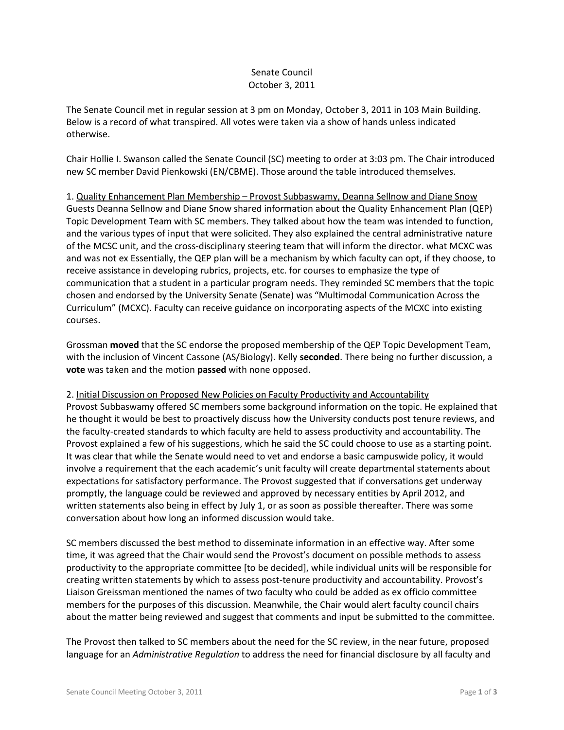Senate Council
October 3, 2011

The Senate Council met in regular session at 3 pm on Monday, October 3, 2011 in 103 Main Building. Below is a record of what transpired. All votes were taken via a show of hands unless indicated otherwise.

Chair Hollie I. Swanson called the Senate Council (SC) meeting to order at 3:03 pm. The Chair introduced new SC member David Pienkowski (EN/CBME). Those around the table introduced themselves.

1. <u>Quality Enhancement Plan Membership – Provost Subbaswamy, Deanna Sellnow and Diane Snow</u>
Guests Deanna Sellnow and Diane Snow shared information about the Quality Enhancement Plan (QEP) Topic Development Team with SC members. They talked about how the team was intended to function, and the various types of input that were solicited. They also explained the central administrative nature of the MCSC unit, and the cross-disciplinary steering team that will inform the director. what MCXC was and was not ex Essentially, the QEP plan will be a mechanism by which faculty can opt, if they choose, to receive assistance in developing rubrics, projects, etc. for courses to emphasize the type of communication that a student in a particular program needs. They reminded SC members that the topic chosen and endorsed by the University Senate (Senate) was "Multimodal Communication Across the Curriculum" (MCXC). Faculty can receive guidance on incorporating aspects of the MCXC into existing courses.

Grossman **moved** that the SC endorse the proposed membership of the QEP Topic Development Team, with the inclusion of Vincent Cassone (AS/Biology). Kelly **seconded**. There being no further discussion, a **vote** was taken and the motion **passed** with none opposed.

2. <u>Initial Discussion on Proposed New Policies on Faculty Productivity and Accountability</u>
Provost Subbaswamy offered SC members some background information on the topic. He explained that he thought it would be best to proactively discuss how the University conducts post tenure reviews, and the faculty-created standards to which faculty are held to assess productivity and accountability. The Provost explained a few of his suggestions, which he said the SC could choose to use as a starting point. It was clear that while the Senate would need to vet and endorse a basic campuswide policy, it would involve a requirement that the each academic's unit faculty will create departmental statements about expectations for satisfactory performance. The Provost suggested that if conversations get underway promptly, the language could be reviewed and approved by necessary entities by April 2012, and written statements also being in effect by July 1, or as soon as possible thereafter. There was some conversation about how long an informed discussion would take.

SC members discussed the best method to disseminate information in an effective way. After some time, it was agreed that the Chair would send the Provost's document on possible methods to assess productivity to the appropriate committee [to be decided], while individual units will be responsible for creating written statements by which to assess post-tenure productivity and accountability. Provost's Liaison Greissman mentioned the names of two faculty who could be added as ex officio committee members for the purposes of this discussion. Meanwhile, the Chair would alert faculty council chairs about the matter being reviewed and suggest that comments and input be submitted to the committee.

The Provost then talked to SC members about the need for the SC review, in the near future, proposed language for an *Administrative Regulation* to address the need for financial disclosure by all faculty and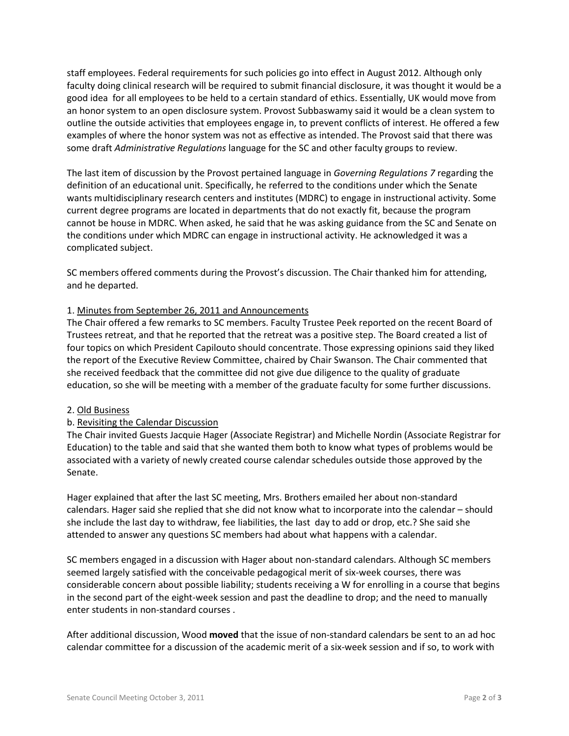staff employees. Federal requirements for such policies go into effect in August 2012. Although only faculty doing clinical research will be required to submit financial disclosure, it was thought it would be a good idea for all employees to be held to a certain standard of ethics. Essentially, UK would move from an honor system to an open disclosure system. Provost Subbaswamy said it would be a clean system to outline the outside activities that employees engage in, to prevent conflicts of interest. He offered a few examples of where the honor system was not as effective as intended. The Provost said that there was some draft *Administrative Regulations* language for the SC and other faculty groups to review.

The last item of discussion by the Provost pertained language in *Governing Regulations 7* regarding the definition of an educational unit. Specifically, he referred to the conditions under which the Senate wants multidisciplinary research centers and institutes (MDRC) to engage in instructional activity. Some current degree programs are located in departments that do not exactly fit, because the program cannot be house in MDRC. When asked, he said that he was asking guidance from the SC and Senate on the conditions under which MDRC can engage in instructional activity. He acknowledged it was a complicated subject.

SC members offered comments during the Provost's discussion. The Chair thanked him for attending, and he departed.

1. <u>Minutes from September 26, 2011 and Announcements</u>

The Chair offered a few remarks to SC members. Faculty Trustee Peek reported on the recent Board of Trustees retreat, and that he reported that the retreat was a positive step. The Board created a list of four topics on which President Capilouto should concentrate. Those expressing opinions said they liked the report of the Executive Review Committee, chaired by Chair Swanson. The Chair commented that she received feedback that the committee did not give due diligence to the quality of graduate education, so she will be meeting with a member of the graduate faculty for some further discussions.

2. <u>Old Business</u>

b. <u>Revisiting the Calendar Discussion</u>

The Chair invited Guests Jacquie Hager (Associate Registrar) and Michelle Nordin (Associate Registrar for Education) to the table and said that she wanted them both to know what types of problems would be associated with a variety of newly created course calendar schedules outside those approved by the Senate.

Hager explained that after the last SC meeting, Mrs. Brothers emailed her about non-standard calendars. Hager said she replied that she did not know what to incorporate into the calendar – should she include the last day to withdraw, fee liabilities, the last day to add or drop, etc.? She said she attended to answer any questions SC members had about what happens with a calendar.

SC members engaged in a discussion with Hager about non-standard calendars. Although SC members seemed largely satisfied with the conceivable pedagogical merit of six-week courses, there was considerable concern about possible liability; students receiving a W for enrolling in a course that begins in the second part of the eight-week session and past the deadline to drop; and the need to manually enter students in non-standard courses .

After additional discussion, Wood **moved** that the issue of non-standard calendars be sent to an ad hoc calendar committee for a discussion of the academic merit of a six-week session and if so, to work with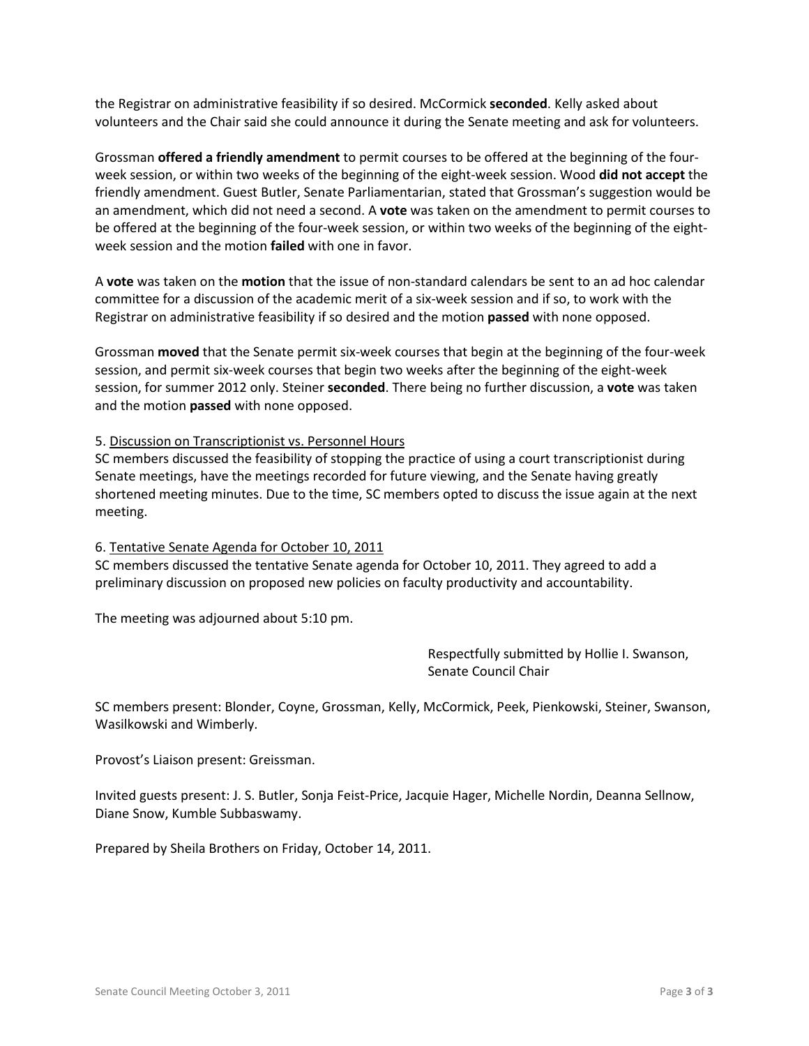the Registrar on administrative feasibility if so desired. McCormick **seconded**. Kelly asked about volunteers and the Chair said she could announce it during the Senate meeting and ask for volunteers.

Grossman **offered a friendly amendment** to permit courses to be offered at the beginning of the four-week session, or within two weeks of the beginning of the eight-week session. Wood **did not accept** the friendly amendment. Guest Butler, Senate Parliamentarian, stated that Grossman's suggestion would be an amendment, which did not need a second. A **vote** was taken on the amendment to permit courses to be offered at the beginning of the four-week session, or within two weeks of the beginning of the eight-week session and the motion **failed** with one in favor.

A **vote** was taken on the **motion** that the issue of non-standard calendars be sent to an ad hoc calendar committee for a discussion of the academic merit of a six-week session and if so, to work with the Registrar on administrative feasibility if so desired and the motion **passed** with none opposed.

Grossman **moved** that the Senate permit six-week courses that begin at the beginning of the four-week session, and permit six-week courses that begin two weeks after the beginning of the eight-week session, for summer 2012 only. Steiner **seconded**. There being no further discussion, a **vote** was taken and the motion **passed** with none opposed.

5. <u>Discussion on Transcriptionist vs. Personnel Hours</u>
SC members discussed the feasibility of stopping the practice of using a court transcriptionist during Senate meetings, have the meetings recorded for future viewing, and the Senate having greatly shortened meeting minutes. Due to the time, SC members opted to discuss the issue again at the next meeting.

6. <u>Tentative Senate Agenda for October 10, 2011</u>
SC members discussed the tentative Senate agenda for October 10, 2011. They agreed to add a preliminary discussion on proposed new policies on faculty productivity and accountability.

The meeting was adjourned about 5:10 pm.

Respectfully submitted by Hollie I. Swanson,
Senate Council Chair

SC members present: Blonder, Coyne, Grossman, Kelly, McCormick, Peek, Pienkowski, Steiner, Swanson, Wasilkowski and Wimberly.

Provost's Liaison present: Greissman.

Invited guests present: J. S. Butler, Sonja Feist-Price, Jacquie Hager, Michelle Nordin, Deanna Sellnow, Diane Snow, Kumble Subbaswamy.

Prepared by Sheila Brothers on Friday, October 14, 2011.